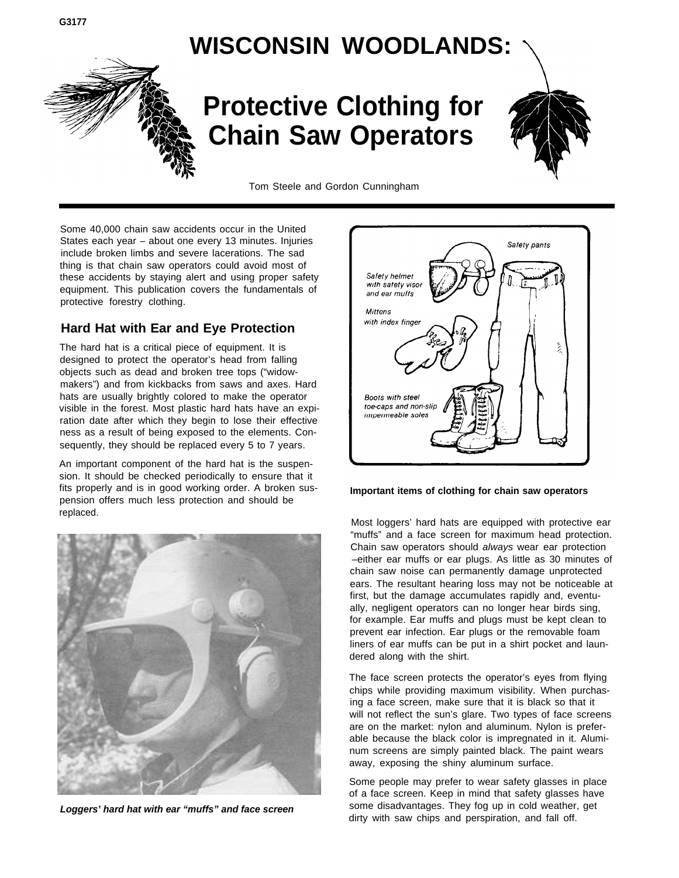G3177

# WISCONSIN WOODLANDS:

# Protective Clothing for Chain Saw Operators

Tom Steele and Gordon Cunningham

Some 40,000 chain saw accidents occur in the United States each year – about one every 13 minutes. Injuries include broken limbs and severe lacerations. The sad thing is that chain saw operators could avoid most of these accidents by staying alert and using proper safety equipment. This publication covers the fundamentals of protective forestry clothing.

## Hard Hat with Ear and Eye Protection

The hard hat is a critical piece of equipment. It is designed to protect the operator's head from falling objects such as dead and broken tree tops ("widow-makers") and from kickbacks from saws and axes. Hard hats are usually brightly colored to make the operator visible in the forest. Most plastic hard hats have an expiration date after which they begin to lose their effectiveness as a result of being exposed to the elements. Consequently, they should be replaced every 5 to 7 years.

An important component of the hard hat is the suspension. It should be checked periodically to ensure that it fits properly and is in good working order. A broken suspension offers much less protection and should be replaced.

***Loggers' hard hat with ear "muffs" and face screen***

Safety pants

Safety helmet with safety visor and ear muffs

Mittens with index finger

Boots with steel toe-caps and non-slip impermeable soles

**Important items of clothing for chain saw operators**

Most loggers' hard hats are equipped with protective ear "muffs" and a face screen for maximum head protection. Chain saw operators should *always* wear ear protection –either ear muffs or ear plugs. As little as 30 minutes of chain saw noise can permanently damage unprotected ears. The resultant hearing loss may not be noticeable at first, but the damage accumulates rapidly and, eventually, negligent operators can no longer hear birds sing, for example. Ear muffs and plugs must be kept clean to prevent ear infection. Ear plugs or the removable foam liners of ear muffs can be put in a shirt pocket and laundered along with the shirt.

The face screen protects the operator's eyes from flying chips while providing maximum visibility. When purchasing a face screen, make sure that it is black so that it will not reflect the sun's glare. Two types of face screens are on the market: nylon and aluminum. Nylon is preferable because the black color is impregnated in it. Aluminum screens are simply painted black. The paint wears away, exposing the shiny aluminum surface.

Some people may prefer to wear safety glasses in place of a face screen. Keep in mind that safety glasses have some disadvantages. They fog up in cold weather, get dirty with saw chips and perspiration, and fall off.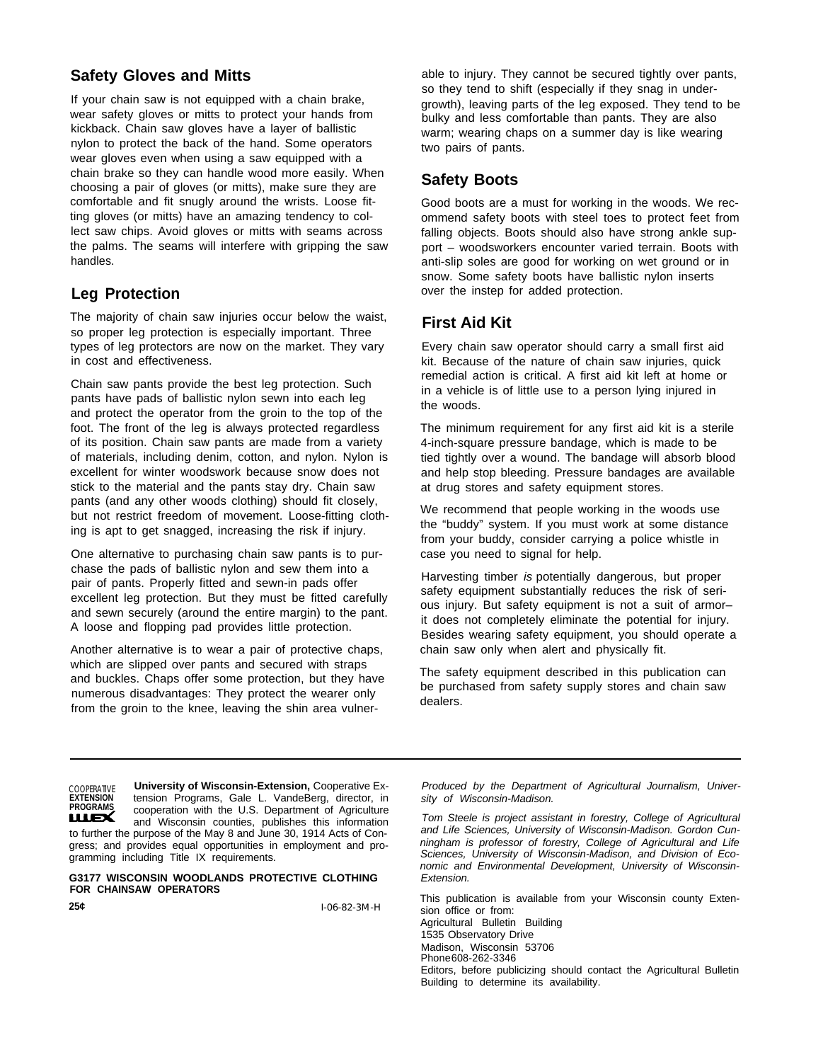## Safety Gloves and Mitts

If your chain saw is not equipped with a chain brake, wear safety gloves or mitts to protect your hands from kickback. Chain saw gloves have a layer of ballistic nylon to protect the back of the hand. Some operators wear gloves even when using a saw equipped with a chain brake so they can handle wood more easily. When choosing a pair of gloves (or mitts), make sure they are comfortable and fit snugly around the wrists. Loose fitting gloves (or mitts) have an amazing tendency to collect saw chips. Avoid gloves or mitts with seams across the palms. The seams will interfere with gripping the saw handles.

## Leg Protection

The majority of chain saw injuries occur below the waist, so proper leg protection is especially important. Three types of leg protectors are now on the market. They vary in cost and effectiveness.

Chain saw pants provide the best leg protection. Such pants have pads of ballistic nylon sewn into each leg and protect the operator from the groin to the top of the foot. The front of the leg is always protected regardless of its position. Chain saw pants are made from a variety of materials, including denim, cotton, and nylon. Nylon is excellent for winter woodswork because snow does not stick to the material and the pants stay dry. Chain saw pants (and any other woods clothing) should fit closely, but not restrict freedom of movement. Loose-fitting clothing is apt to get snagged, increasing the risk if injury.

One alternative to purchasing chain saw pants is to purchase the pads of ballistic nylon and sew them into a pair of pants. Properly fitted and sewn-in pads offer excellent leg protection. But they must be fitted carefully and sewn securely (around the entire margin) to the pant. A loose and flopping pad provides little protection.

Another alternative is to wear a pair of protective chaps, which are slipped over pants and secured with straps and buckles. Chaps offer some protection, but they have numerous disadvantages: They protect the wearer only from the groin to the knee, leaving the shin area vulnerable to injury. They cannot be secured tightly over pants, so they tend to shift (especially if they snag in undergrowth), leaving parts of the leg exposed. They tend to be bulky and less comfortable than pants. They are also warm; wearing chaps on a summer day is like wearing two pairs of pants.

## Safety Boots

Good boots are a must for working in the woods. We recommend safety boots with steel toes to protect feet from falling objects. Boots should also have strong ankle support – woodsworkers encounter varied terrain. Boots with anti-slip soles are good for working on wet ground or in snow. Some safety boots have ballistic nylon inserts over the instep for added protection.

## First Aid Kit

Every chain saw operator should carry a small first aid kit. Because of the nature of chain saw injuries, quick remedial action is critical. A first aid kit left at home or in a vehicle is of little use to a person lying injured in the woods.

The minimum requirement for any first aid kit is a sterile 4-inch-square pressure bandage, which is made to be tied tightly over a wound. The bandage will absorb blood and help stop bleeding. Pressure bandages are available at drug stores and safety equipment stores.

We recommend that people working in the woods use the "buddy" system. If you must work at some distance from your buddy, consider carrying a police whistle in case you need to signal for help.

Harvesting timber *is* potentially dangerous, but proper safety equipment substantially reduces the risk of serious injury. But safety equipment is not a suit of armor– it does not completely eliminate the potential for injury. Besides wearing safety equipment, you should operate a chain saw only when alert and physically fit.

The safety equipment described in this publication can be purchased from safety supply stores and chain saw dealers.

---

COOPERATIVE EXTENSION PROGRAMS UWEX

**University of Wisconsin-Extension,** Cooperative Extension Programs, Gale L. VandeBerg, director, in cooperation with the U.S. Department of Agriculture and Wisconsin counties, publishes this information to further the purpose of the May 8 and June 30, 1914 Acts of Congress; and provides equal opportunities in employment and programming including Title IX requirements.

**G3177 WISCONSIN WOODLANDS PROTECTIVE CLOTHING FOR CHAINSAW OPERATORS**

**25¢**

I-06-82-3M-H

*Produced by the Department of Agricultural Journalism, University of Wisconsin-Madison.*

*Tom Steele is project assistant in forestry, College of Agricultural and Life Sciences, University of Wisconsin-Madison. Gordon Cunningham is professor of forestry, College of Agricultural and Life Sciences, University of Wisconsin-Madison, and Division of Economic and Environmental Development, University of Wisconsin-Extension.*

This publication is available from your Wisconsin county Extension office or from:
Agricultural Bulletin Building
1535 Observatory Drive
Madison, Wisconsin 53706
Phone 608-262-3346
Editors, before publicizing should contact the Agricultural Bulletin Building to determine its availability.